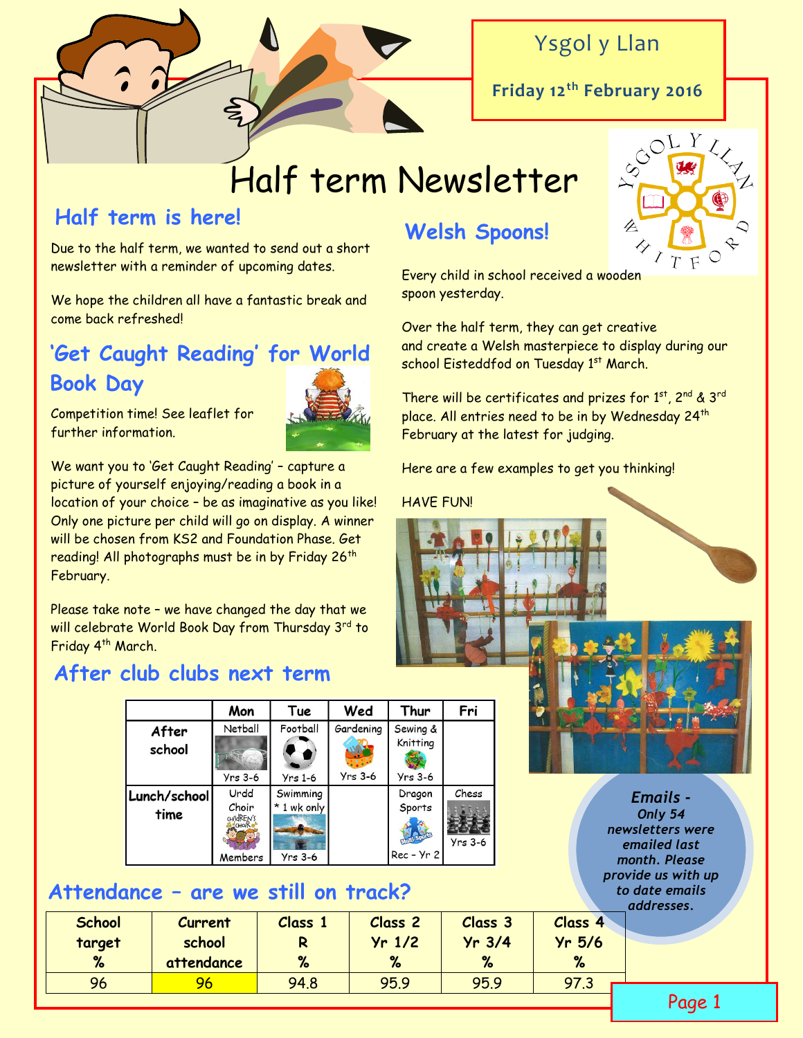Ysgol y Llan

**Friday 12th February 2016**

# Half term Newsletter

## Half term is here!

Due to the half term, we wanted to send out a short newsletter with a reminder of upcoming dates.

We hope the children all have a fantastic break and come back refreshed!

## 'Get Caught Reading' for World Book Day

Competition time! See leaflet for further information.

We want you to 'Get Caught Reading' – capture a picture of yourself enjoying/reading a book in a location of your choice – be as imaginative as you like! Only one picture per child will go on display. A winner will be chosen from KS2 and Foundation Phase. Get reading! All photographs must be in by Friday 26th February.

Please take note – we have changed the day that we will celebrate World Book Day from Thursday 3rd to Friday 4th March.

## After club clubs next term

| | Mon | Tue | Wed | Thur | Fri |
|---|---|---|---|---|---|
| After school | Netball Yrs 3-6 | Football Yrs 1-6 | Gardening Yrs 3-6 | Sewing & Knitting Yrs 3-6 | |
| Lunch/school time | Urdd Choir Members | Swimming * 1 wk only Yrs 3-6 | | Dragon Sports Rec – Yr 2 | Chess Yrs 3-6 |

## Welsh Spoons!

Every child in school received a wooden spoon yesterday.

Over the half term, they can get creative and create a Welsh masterpiece to display during our school Eisteddfod on Tuesday 1st March.

There will be certificates and prizes for 1st, 2nd & 3rd place. All entries need to be in by Wednesday 24th February at the latest for judging.

Here are a few examples to get you thinking!

HAVE FUN!

***Emails - Only 54 newsletters were emailed last month. Please provide us with up to date emails addresses.***

## Attendance – are we still on track?

| School target % | Current school attendance | Class 1 R % | Class 2 Yr 1/2 % | Class 3 Yr 3/4 % | Class 4 Yr 5/6 % |
|---|---|---|---|---|---|
| 96 | 96 | 94.8 | 95.9 | 95.9 | 97.3 |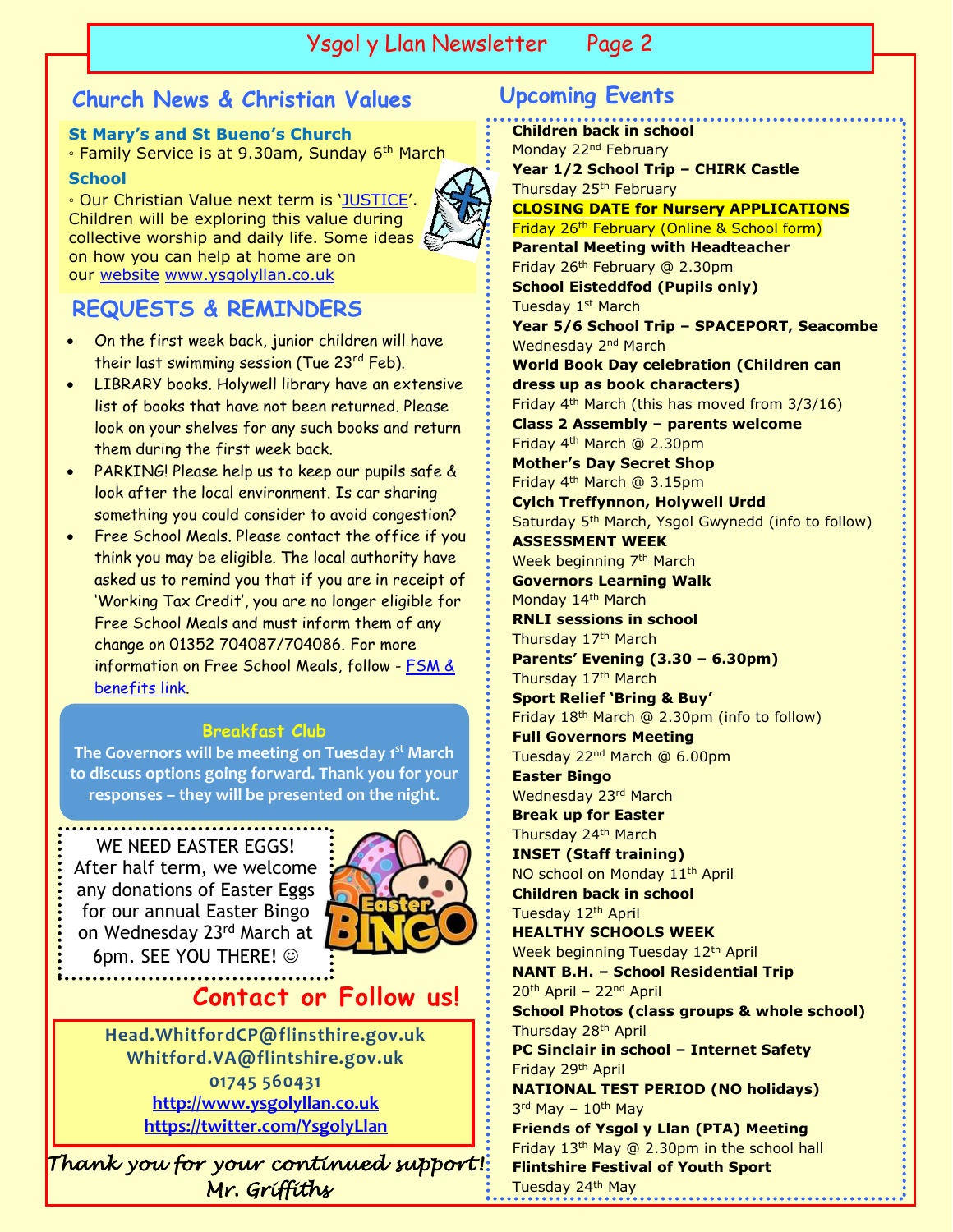# Ysgol y Llan Newsletter Page 2

## Church News & Christian Values

**St Mary's and St Bueno's Church**

◦ Family Service is at 9.30am, Sunday 6th March

**School**

◦ Our Christian Value next term is 'JUSTICE'. Children will be exploring this value during collective worship and daily life. Some ideas on how you can help at home are on our website www.ysgolyllan.co.uk

## REQUESTS & REMINDERS

- On the first week back, junior children will have their last swimming session (Tue 23rd Feb).
- LIBRARY books. Holywell library have an extensive list of books that have not been returned. Please look on your shelves for any such books and return them during the first week back.
- PARKING! Please help us to keep our pupils safe & look after the local environment. Is car sharing something you could consider to avoid congestion?
- Free School Meals. Please contact the office if you think you may be eligible. The local authority have asked us to remind you that if you are in receipt of 'Working Tax Credit', you are no longer eligible for Free School Meals and must inform them of any change on 01352 704087/704086. For more information on Free School Meals, follow - FSM & benefits link.

**Breakfast Club**

**The Governors will be meeting on Tuesday 1st March to discuss options going forward. Thank you for your responses – they will be presented on the night.**

WE NEED EASTER EGGS! After half term, we welcome any donations of Easter Eggs for our annual Easter Bingo on Wednesday 23rd March at 6pm. SEE YOU THERE! ☺

## Contact or Follow us!

Head.WhitfordCP@flinsthire.gov.uk
Whitford.VA@flintshire.gov.uk
01745 560431
http://www.ysgolyllan.co.uk
https://twitter.com/YsgolyLlan

*Thank you for your continued support!*
*Mr. Griffiths*

## Upcoming Events

**Children back in school**
Monday 22nd February

**Year 1/2 School Trip – CHIRK Castle**
Thursday 25th February

**CLOSING DATE for Nursery APPLICATIONS**
Friday 26th February (Online & School form)

**Parental Meeting with Headteacher**
Friday 26th February @ 2.30pm

**School Eisteddfod (Pupils only)**
Tuesday 1st March

**Year 5/6 School Trip – SPACEPORT, Seacombe**
Wednesday 2nd March

**World Book Day celebration (Children can dress up as book characters)**
Friday 4th March (this has moved from 3/3/16)

**Class 2 Assembly – parents welcome**
Friday 4th March @ 2.30pm

**Mother's Day Secret Shop**
Friday 4th March @ 3.15pm

**Cylch Treffynnon, Holywell Urdd**
Saturday 5th March, Ysgol Gwynedd (info to follow)

**ASSESSMENT WEEK**
Week beginning 7th March

**Governors Learning Walk**
Monday 14th March

**RNLI sessions in school**
Thursday 17th March

**Parents' Evening (3.30 – 6.30pm)**
Thursday 17th March

**Sport Relief 'Bring & Buy'**
Friday 18th March @ 2.30pm (info to follow)

**Full Governors Meeting**
Tuesday 22nd March @ 6.00pm

**Easter Bingo**
Wednesday 23rd March

**Break up for Easter**
Thursday 24th March

**INSET (Staff training)**
NO school on Monday 11th April

**Children back in school**
Tuesday 12th April

**HEALTHY SCHOOLS WEEK**
Week beginning Tuesday 12th April

**NANT B.H. – School Residential Trip**
20th April – 22nd April

**School Photos (class groups & whole school)**
Thursday 28th April

**PC Sinclair in school – Internet Safety**
Friday 29th April

**NATIONAL TEST PERIOD (NO holidays)**
3rd May – 10th May

**Friends of Ysgol y Llan (PTA) Meeting**
Friday 13th May @ 2.30pm in the school hall

**Flintshire Festival of Youth Sport**
Tuesday 24th May